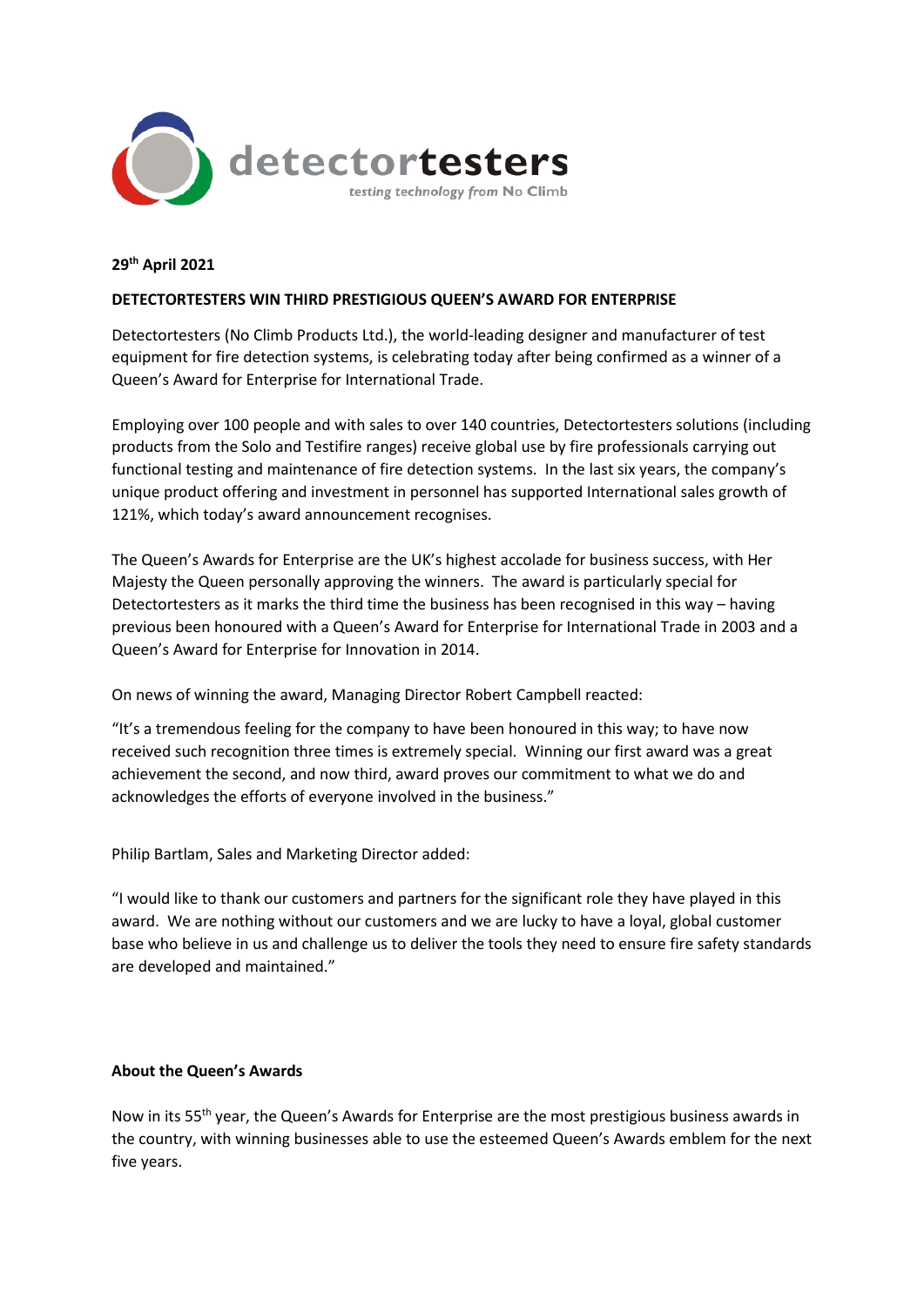detectortesters

testing technology from No Climb

**29th April 2021**

**DETECTORTESTERS WIN THIRD PRESTIGIOUS QUEEN'S AWARD FOR ENTERPRISE**

Detectortesters (No Climb Products Ltd.), the world-leading designer and manufacturer of test equipment for fire detection systems, is celebrating today after being confirmed as a winner of a Queen's Award for Enterprise for International Trade.

Employing over 100 people and with sales to over 140 countries, Detectortesters solutions (including products from the Solo and Testifire ranges) receive global use by fire professionals carrying out functional testing and maintenance of fire detection systems. In the last six years, the company's unique product offering and investment in personnel has supported International sales growth of 121%, which today's award announcement recognises.

The Queen's Awards for Enterprise are the UK's highest accolade for business success, with Her Majesty the Queen personally approving the winners. The award is particularly special for Detectortesters as it marks the third time the business has been recognised in this way – having previous been honoured with a Queen's Award for Enterprise for International Trade in 2003 and a Queen's Award for Enterprise for Innovation in 2014.

On news of winning the award, Managing Director Robert Campbell reacted:

"It's a tremendous feeling for the company to have been honoured in this way; to have now received such recognition three times is extremely special. Winning our first award was a great achievement the second, and now third, award proves our commitment to what we do and acknowledges the efforts of everyone involved in the business."

Philip Bartlam, Sales and Marketing Director added:

"I would like to thank our customers and partners for the significant role they have played in this award. We are nothing without our customers and we are lucky to have a loyal, global customer base who believe in us and challenge us to deliver the tools they need to ensure fire safety standards are developed and maintained."

**About the Queen's Awards**

Now in its 55th year, the Queen's Awards for Enterprise are the most prestigious business awards in the country, with winning businesses able to use the esteemed Queen's Awards emblem for the next five years.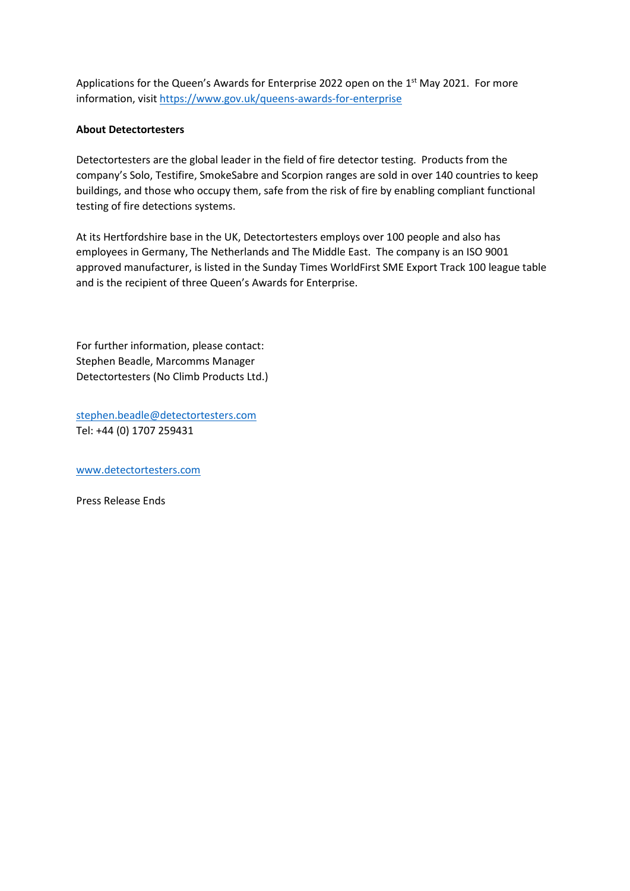Applications for the Queen's Awards for Enterprise 2022 open on the 1st May 2021. For more information, visit https://www.gov.uk/queens-awards-for-enterprise

**About Detectortesters**

Detectortesters are the global leader in the field of fire detector testing. Products from the company's Solo, Testifire, SmokeSabre and Scorpion ranges are sold in over 140 countries to keep buildings, and those who occupy them, safe from the risk of fire by enabling compliant functional testing of fire detections systems.

At its Hertfordshire base in the UK, Detectortesters employs over 100 people and also has employees in Germany, The Netherlands and The Middle East. The company is an ISO 9001 approved manufacturer, is listed in the Sunday Times WorldFirst SME Export Track 100 league table and is the recipient of three Queen's Awards for Enterprise.

For further information, please contact:
Stephen Beadle, Marcomms Manager
Detectortesters (No Climb Products Ltd.)

stephen.beadle@detectortesters.com
Tel: +44 (0) 1707 259431

www.detectortesters.com

Press Release Ends